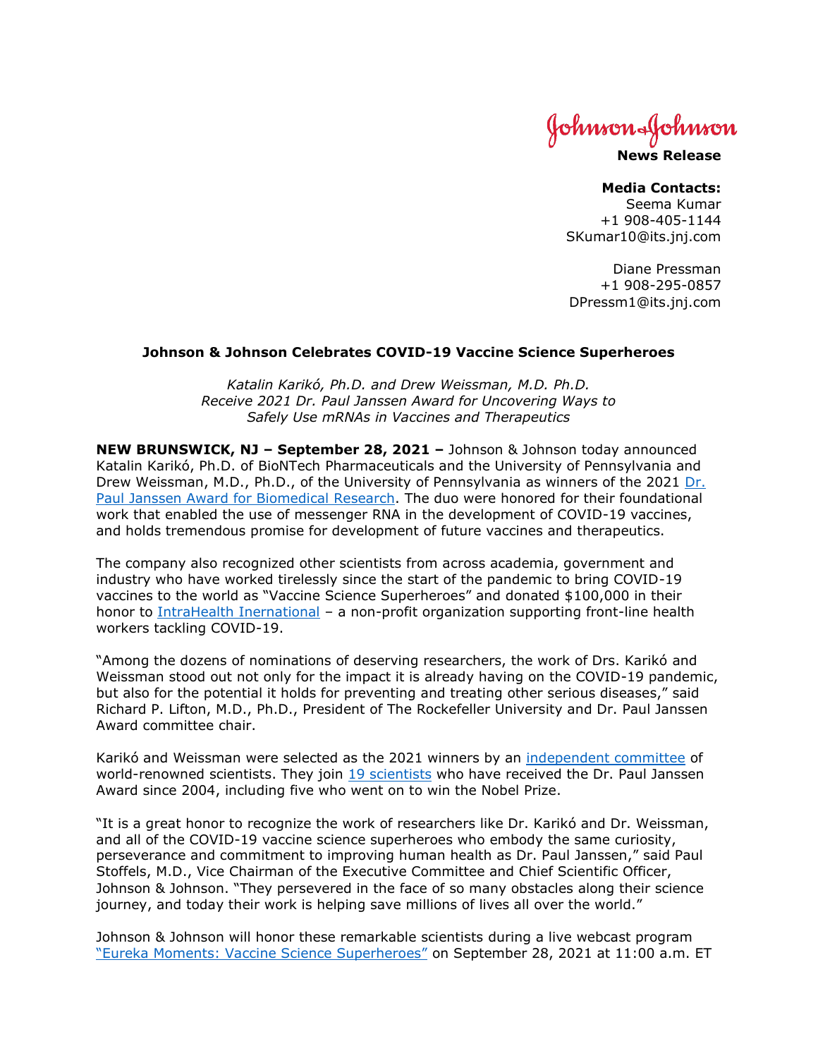Johnson & Johnson

**News Release**

**Media Contacts:**
Seema Kumar
+1 908-405-1144
SKumar10@its.jnj.com

Diane Pressman
+1 908-295-0857
DPressm1@its.jnj.com

# Johnson & Johnson Celebrates COVID-19 Vaccine Science Superheroes

*Katalin Karikó, Ph.D. and Drew Weissman, M.D. Ph.D. Receive 2021 Dr. Paul Janssen Award for Uncovering Ways to Safely Use mRNAs in Vaccines and Therapeutics*

**NEW BRUNSWICK, NJ – September 28, 2021 –** Johnson & Johnson today announced Katalin Karikó, Ph.D. of BioNTech Pharmaceuticals and the University of Pennsylvania and Drew Weissman, M.D., Ph.D., of the University of Pennsylvania as winners of the 2021 Dr. Paul Janssen Award for Biomedical Research. The duo were honored for their foundational work that enabled the use of messenger RNA in the development of COVID-19 vaccines, and holds tremendous promise for development of future vaccines and therapeutics.

The company also recognized other scientists from across academia, government and industry who have worked tirelessly since the start of the pandemic to bring COVID-19 vaccines to the world as "Vaccine Science Superheroes" and donated $100,000 in their honor to IntraHealth International – a non-profit organization supporting front-line health workers tackling COVID-19.

"Among the dozens of nominations of deserving researchers, the work of Drs. Karikó and Weissman stood out not only for the impact it is already having on the COVID-19 pandemic, but also for the potential it holds for preventing and treating other serious diseases," said Richard P. Lifton, M.D., Ph.D., President of The Rockefeller University and Dr. Paul Janssen Award committee chair.

Karikó and Weissman were selected as the 2021 winners by an independent committee of world-renowned scientists. They join 19 scientists who have received the Dr. Paul Janssen Award since 2004, including five who went on to win the Nobel Prize.

"It is a great honor to recognize the work of researchers like Dr. Karikó and Dr. Weissman, and all of the COVID-19 vaccine science superheroes who embody the same curiosity, perseverance and commitment to improving human health as Dr. Paul Janssen," said Paul Stoffels, M.D., Vice Chairman of the Executive Committee and Chief Scientific Officer, Johnson & Johnson. "They persevered in the face of so many obstacles along their science journey, and today their work is helping save millions of lives all over the world."

Johnson & Johnson will honor these remarkable scientists during a live webcast program "Eureka Moments: Vaccine Science Superheroes" on September 28, 2021 at 11:00 a.m. ET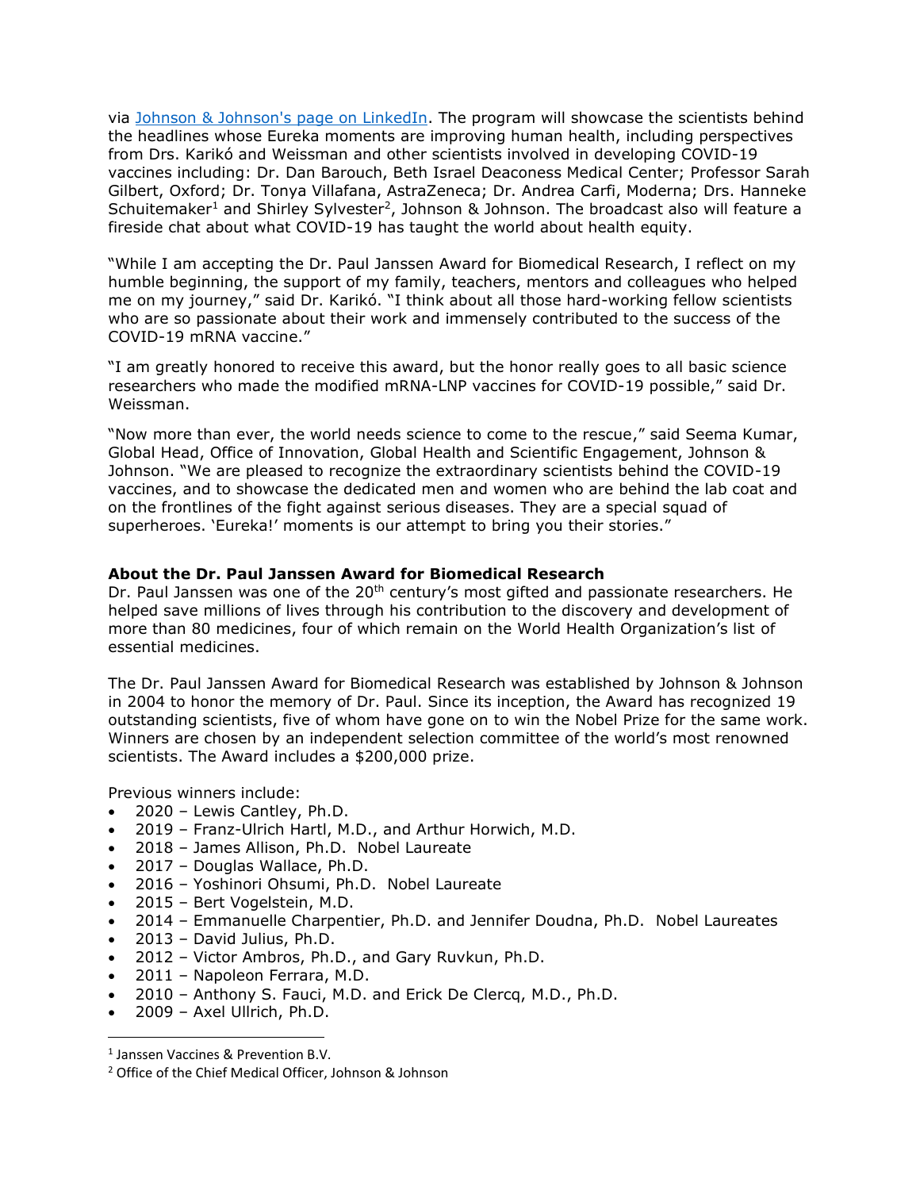via [Johnson & Johnson's page on LinkedIn](#). The program will showcase the scientists behind the headlines whose Eureka moments are improving human health, including perspectives from Drs. Karikó and Weissman and other scientists involved in developing COVID-19 vaccines including: Dr. Dan Barouch, Beth Israel Deaconess Medical Center; Professor Sarah Gilbert, Oxford; Dr. Tonya Villafana, AstraZeneca; Dr. Andrea Carfi, Moderna; Drs. Hanneke Schuitemaker[1] and Shirley Sylvester[2], Johnson & Johnson. The broadcast also will feature a fireside chat about what COVID-19 has taught the world about health equity.

"While I am accepting the Dr. Paul Janssen Award for Biomedical Research, I reflect on my humble beginning, the support of my family, teachers, mentors and colleagues who helped me on my journey," said Dr. Karikó. "I think about all those hard-working fellow scientists who are so passionate about their work and immensely contributed to the success of the COVID-19 mRNA vaccine."

"I am greatly honored to receive this award, but the honor really goes to all basic science researchers who made the modified mRNA-LNP vaccines for COVID-19 possible," said Dr. Weissman.

"Now more than ever, the world needs science to come to the rescue," said Seema Kumar, Global Head, Office of Innovation, Global Health and Scientific Engagement, Johnson & Johnson. "We are pleased to recognize the extraordinary scientists behind the COVID-19 vaccines, and to showcase the dedicated men and women who are behind the lab coat and on the frontlines of the fight against serious diseases. They are a special squad of superheroes. 'Eureka!' moments is our attempt to bring you their stories."

**About the Dr. Paul Janssen Award for Biomedical Research**

Dr. Paul Janssen was one of the 20th century's most gifted and passionate researchers. He helped save millions of lives through his contribution to the discovery and development of more than 80 medicines, four of which remain on the World Health Organization's list of essential medicines.

The Dr. Paul Janssen Award for Biomedical Research was established by Johnson & Johnson in 2004 to honor the memory of Dr. Paul. Since its inception, the Award has recognized 19 outstanding scientists, five of whom have gone on to win the Nobel Prize for the same work. Winners are chosen by an independent selection committee of the world's most renowned scientists. The Award includes a $200,000 prize.

Previous winners include:

- 2020 – Lewis Cantley, Ph.D.
- 2019 – Franz-Ulrich Hartl, M.D., and Arthur Horwich, M.D.
- 2018 – James Allison, Ph.D. Nobel Laureate
- 2017 – Douglas Wallace, Ph.D.
- 2016 – Yoshinori Ohsumi, Ph.D. Nobel Laureate
- 2015 – Bert Vogelstein, M.D.
- 2014 – Emmanuelle Charpentier, Ph.D. and Jennifer Doudna, Ph.D. Nobel Laureates
- 2013 – David Julius, Ph.D.
- 2012 – Victor Ambros, Ph.D., and Gary Ruvkun, Ph.D.
- 2011 – Napoleon Ferrara, M.D.
- 2010 – Anthony S. Fauci, M.D. and Erick De Clercq, M.D., Ph.D.
- 2009 – Axel Ullrich, Ph.D.

---

[1] Janssen Vaccines & Prevention B.V.

[2] Office of the Chief Medical Officer, Johnson & Johnson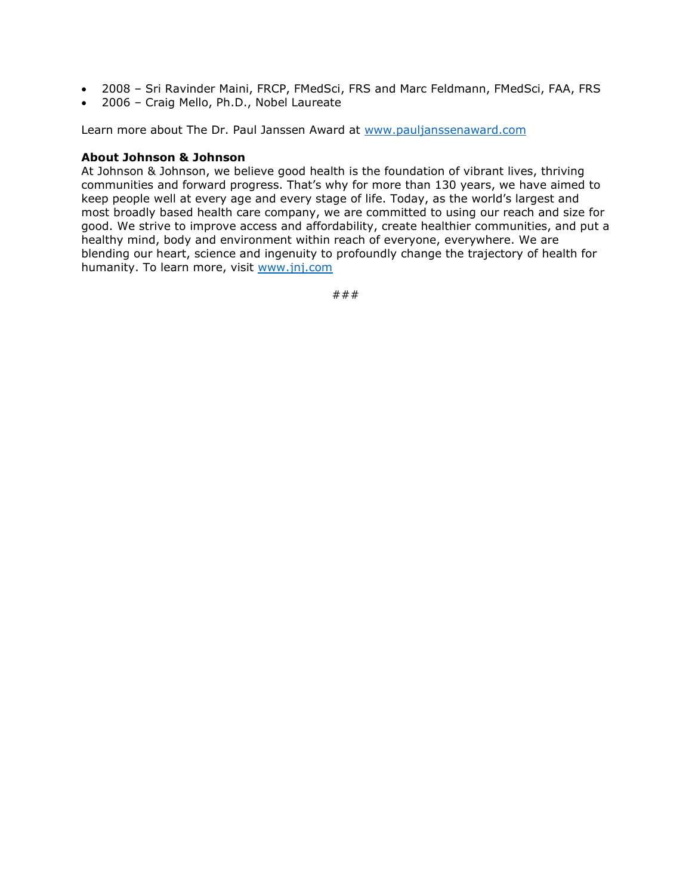- 2008 – Sri Ravinder Maini, FRCP, FMedSci, FRS and Marc Feldmann, FMedSci, FAA, FRS
- 2006 – Craig Mello, Ph.D., Nobel Laureate

Learn more about The Dr. Paul Janssen Award at www.pauljanssenaward.com

**About Johnson & Johnson**
At Johnson & Johnson, we believe good health is the foundation of vibrant lives, thriving communities and forward progress. That's why for more than 130 years, we have aimed to keep people well at every age and every stage of life. Today, as the world's largest and most broadly based health care company, we are committed to using our reach and size for good. We strive to improve access and affordability, create healthier communities, and put a healthy mind, body and environment within reach of everyone, everywhere. We are blending our heart, science and ingenuity to profoundly change the trajectory of health for humanity. To learn more, visit www.jnj.com

###